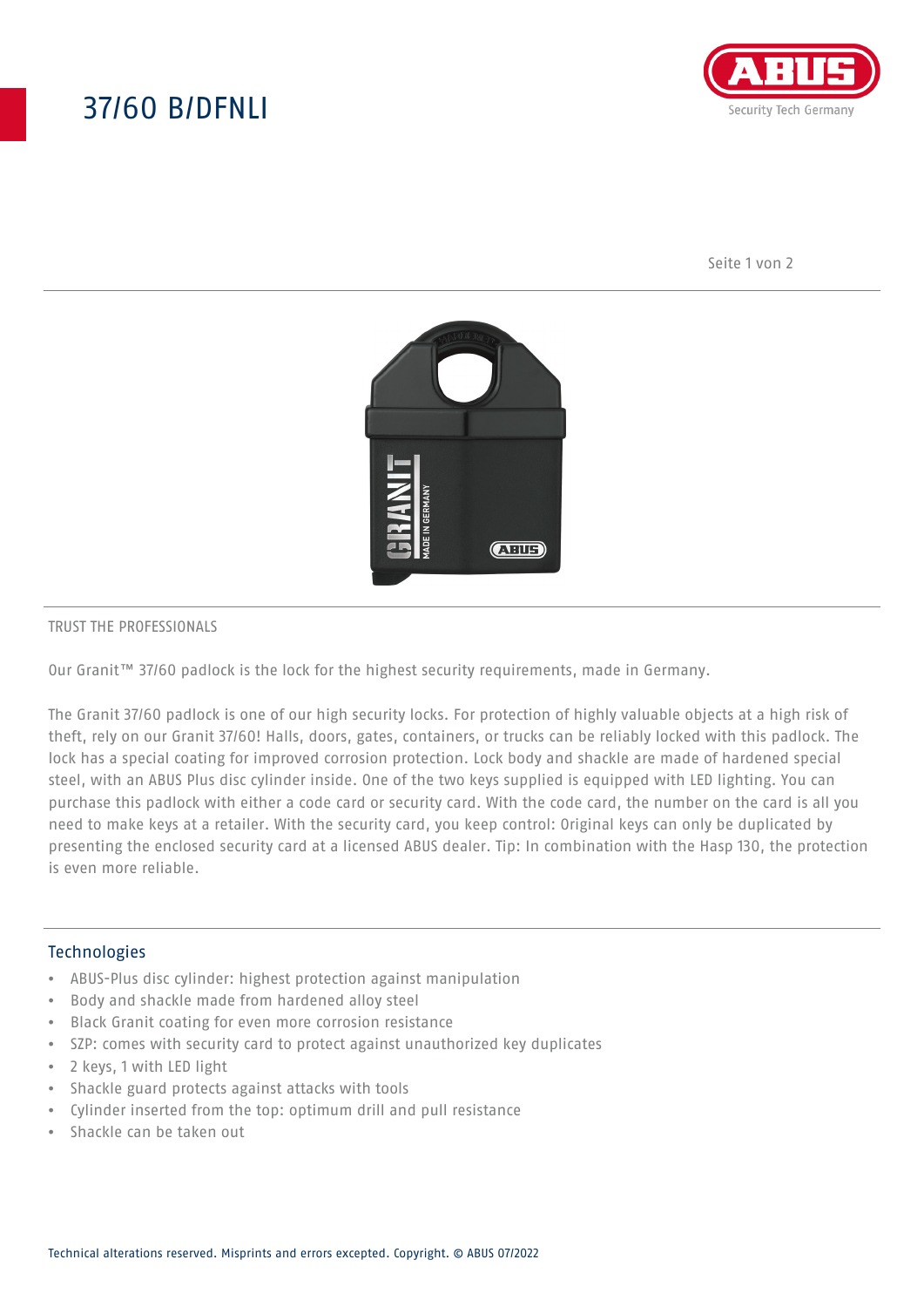# 37/60 B/DFNLI

TRUST THE PROFESSIONALS

Our Granit™ 37/60 padlock is the lock for the highest security requirements, made in Germany.

The Granit 37/60 padlock is one of our high security locks. For protection of highly valuable objects at a high risk of theft, rely on our Granit 37/60! Halls, doors, gates, containers, or trucks can be reliably locked with this padlock. The lock has a special coating for improved corrosion protection. Lock body and shackle are made of hardened special steel, with an ABUS Plus disc cylinder inside. One of the two keys supplied is equipped with LED lighting. You can purchase this padlock with either a code card or security card. With the code card, the number on the card is all you need to make keys at a retailer. With the security card, you keep control: Original keys can only be duplicated by presenting the enclosed security card at a licensed ABUS dealer. Tip: In combination with the Hasp 130, the protection is even more reliable.

## Technologies

- ABUS-Plus disc cylinder: highest protection against manipulation
- Body and shackle made from hardened alloy steel
- Black Granit coating for even more corrosion resistance
- SZP: comes with security card to protect against unauthorized key duplicates
- 2 keys, 1 with LED light
- Shackle guard protects against attacks with tools
- Cylinder inserted from the top: optimum drill and pull resistance
- Shackle can be taken out

Technical alterations reserved. Misprints and errors excepted. Copyright. © ABUS 07/2022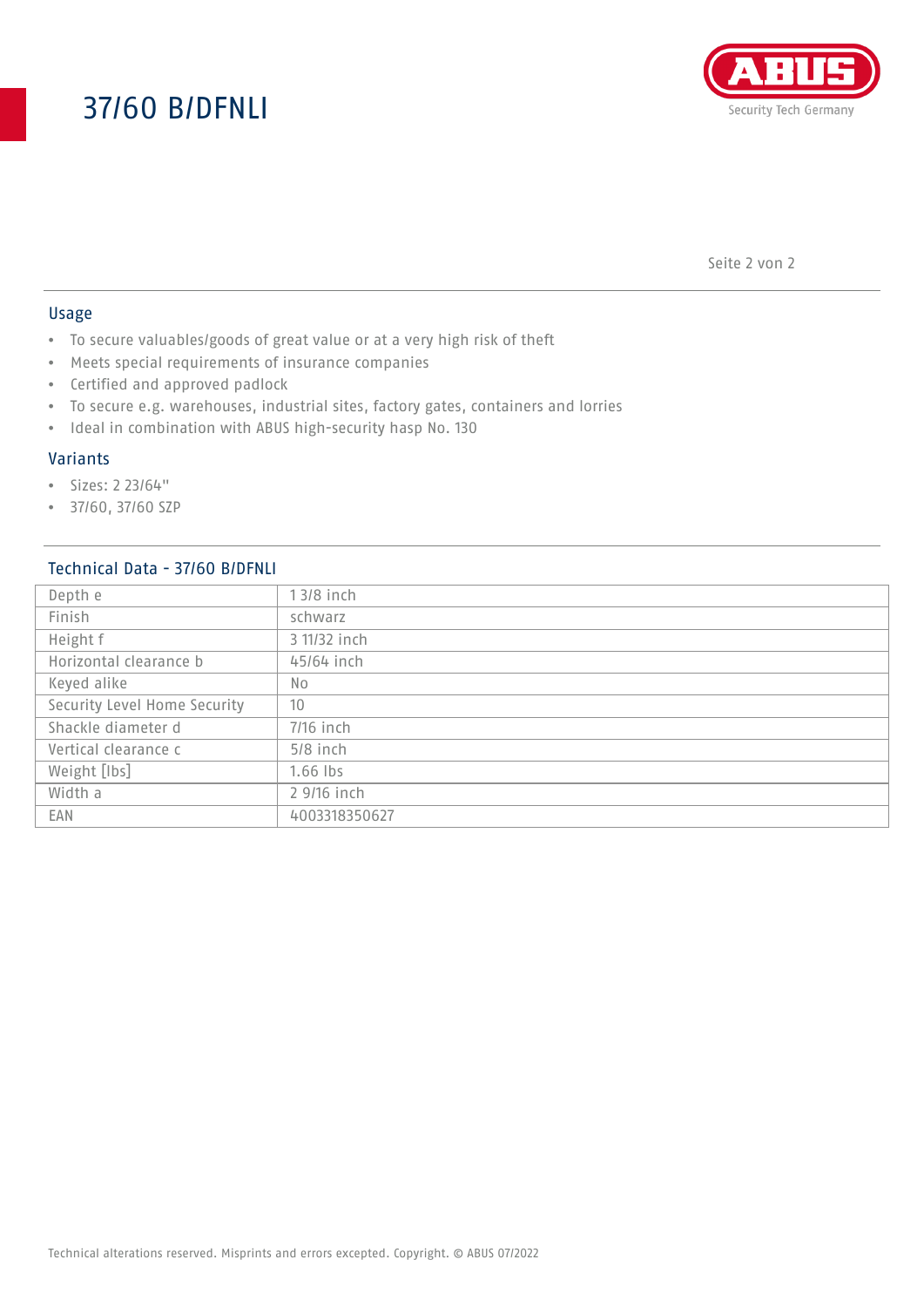# 37/60 B/DFNLI

## Usage

- To secure valuables/goods of great value or at a very high risk of theft
- Meets special requirements of insurance companies
- Certified and approved padlock
- To secure e.g. warehouses, industrial sites, factory gates, containers and lorries
- Ideal in combination with ABUS high-security hasp No. 130

## Variants

- Sizes: 2 23/64"
- 37/60, 37/60 SZP

## Technical Data - 37/60 B/DFNLI

| | |
|---|---|
| Depth e | 1 3/8 inch |
| Finish | schwarz |
| Height f | 3 11/32 inch |
| Horizontal clearance b | 45/64 inch |
| Keyed alike | No |
| Security Level Home Security | 10 |
| Shackle diameter d | 7/16 inch |
| Vertical clearance c | 5/8 inch |
| Weight [lbs] | 1.66 lbs |
| Width a | 2 9/16 inch |
| EAN | 4003318350627 |

Technical alterations reserved. Misprints and errors excepted. Copyright. © ABUS 07/2022